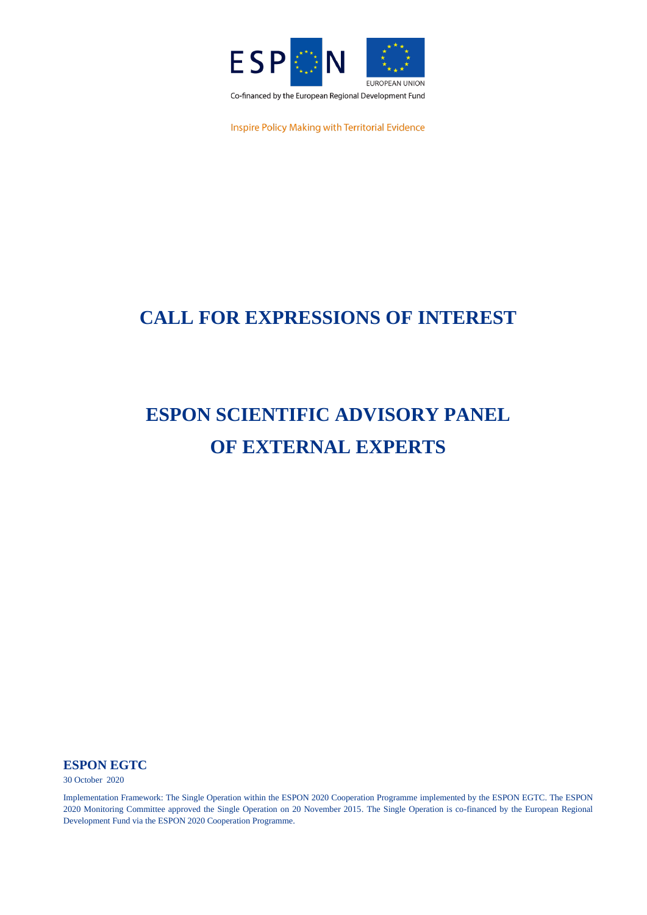Co-financed by the European Regional Development Fund

Inspire Policy Making with Territorial Evidence

# CALL FOR EXPRESSIONS OF INTEREST

# ESPON SCIENTIFIC ADVISORY PANEL OF EXTERNAL EXPERTS

**ESPON EGTC**

30 October 2020

Implementation Framework: The Single Operation within the ESPON 2020 Cooperation Programme implemented by the ESPON EGTC. The ESPON 2020 Monitoring Committee approved the Single Operation on 20 November 2015. The Single Operation is co-financed by the European Regional Development Fund via the ESPON 2020 Cooperation Programme.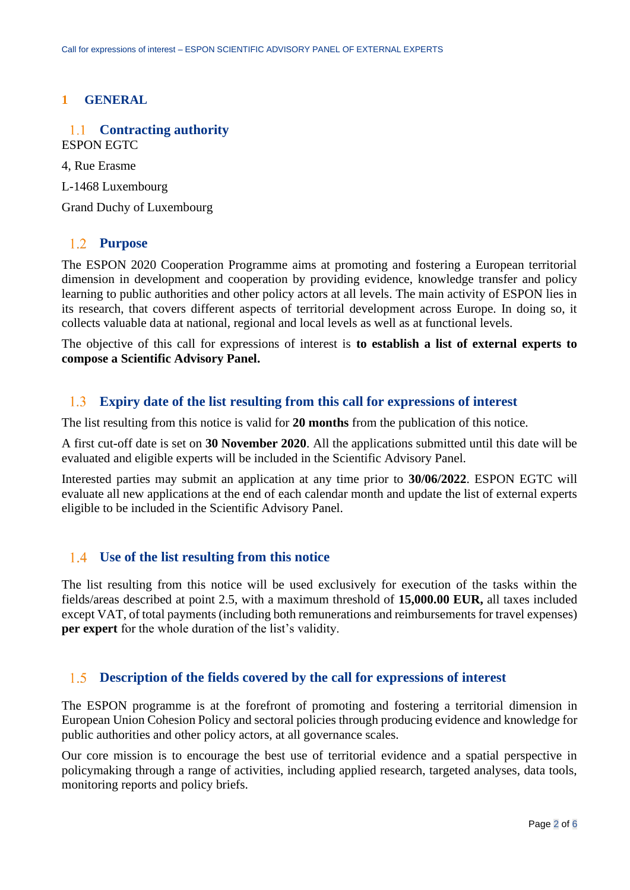# 1 GENERAL

## 1.1 Contracting authority

ESPON EGTC

4, Rue Erasme

L-1468 Luxembourg

Grand Duchy of Luxembourg

## 1.2 Purpose

The ESPON 2020 Cooperation Programme aims at promoting and fostering a European territorial dimension in development and cooperation by providing evidence, knowledge transfer and policy learning to public authorities and other policy actors at all levels. The main activity of ESPON lies in its research, that covers different aspects of territorial development across Europe. In doing so, it collects valuable data at national, regional and local levels as well as at functional levels.

The objective of this call for expressions of interest is **to establish a list of external experts to compose a Scientific Advisory Panel.**

## 1.3 Expiry date of the list resulting from this call for expressions of interest

The list resulting from this notice is valid for **20 months** from the publication of this notice.

A first cut-off date is set on **30 November 2020**. All the applications submitted until this date will be evaluated and eligible experts will be included in the Scientific Advisory Panel.

Interested parties may submit an application at any time prior to **30/06/2022**. ESPON EGTC will evaluate all new applications at the end of each calendar month and update the list of external experts eligible to be included in the Scientific Advisory Panel.

## 1.4 Use of the list resulting from this notice

The list resulting from this notice will be used exclusively for execution of the tasks within the fields/areas described at point 2.5, with a maximum threshold of **15,000.00 EUR,** all taxes included except VAT, of total payments (including both remunerations and reimbursements for travel expenses) **per expert** for the whole duration of the list's validity.

## 1.5 Description of the fields covered by the call for expressions of interest

The ESPON programme is at the forefront of promoting and fostering a territorial dimension in European Union Cohesion Policy and sectoral policies through producing evidence and knowledge for public authorities and other policy actors, at all governance scales.

Our core mission is to encourage the best use of territorial evidence and a spatial perspective in policymaking through a range of activities, including applied research, targeted analyses, data tools, monitoring reports and policy briefs.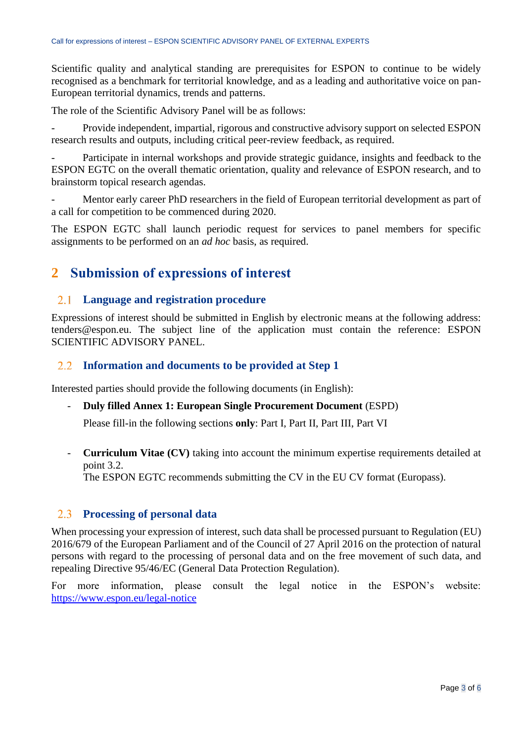Scientific quality and analytical standing are prerequisites for ESPON to continue to be widely recognised as a benchmark for territorial knowledge, and as a leading and authoritative voice on pan-European territorial dynamics, trends and patterns.

The role of the Scientific Advisory Panel will be as follows:

- Provide independent, impartial, rigorous and constructive advisory support on selected ESPON research results and outputs, including critical peer-review feedback, as required.
- Participate in internal workshops and provide strategic guidance, insights and feedback to the ESPON EGTC on the overall thematic orientation, quality and relevance of ESPON research, and to brainstorm topical research agendas.
- Mentor early career PhD researchers in the field of European territorial development as part of a call for competition to be commenced during 2020.

The ESPON EGTC shall launch periodic request for services to panel members for specific assignments to be performed on an *ad hoc* basis, as required.

# 2 Submission of expressions of interest

## 2.1 Language and registration procedure

Expressions of interest should be submitted in English by electronic means at the following address: tenders@espon.eu. The subject line of the application must contain the reference: ESPON SCIENTIFIC ADVISORY PANEL.

## 2.2 Information and documents to be provided at Step 1

Interested parties should provide the following documents (in English):

- **Duly filled Annex 1: European Single Procurement Document** (ESPD)

  Please fill-in the following sections **only**: Part I, Part II, Part III, Part VI

- **Curriculum Vitae (CV)** taking into account the minimum expertise requirements detailed at point 3.2.
  The ESPON EGTC recommends submitting the CV in the EU CV format (Europass).

## 2.3 Processing of personal data

When processing your expression of interest, such data shall be processed pursuant to Regulation (EU) 2016/679 of the European Parliament and of the Council of 27 April 2016 on the protection of natural persons with regard to the processing of personal data and on the free movement of such data, and repealing Directive 95/46/EC (General Data Protection Regulation).

For more information, please consult the legal notice in the ESPON's website: https://www.espon.eu/legal-notice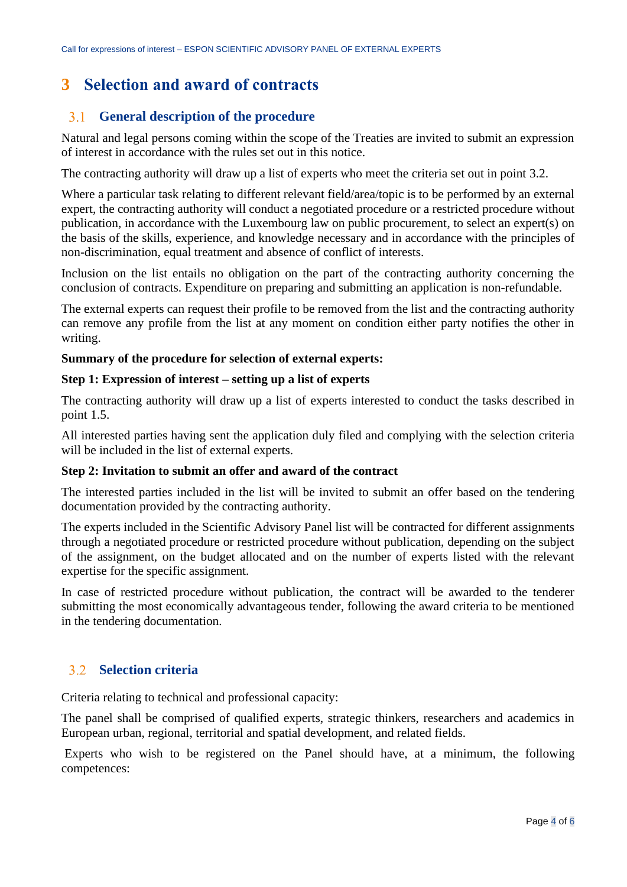# 3 Selection and award of contracts

## 3.1 General description of the procedure

Natural and legal persons coming within the scope of the Treaties are invited to submit an expression of interest in accordance with the rules set out in this notice.

The contracting authority will draw up a list of experts who meet the criteria set out in point 3.2.

Where a particular task relating to different relevant field/area/topic is to be performed by an external expert, the contracting authority will conduct a negotiated procedure or a restricted procedure without publication, in accordance with the Luxembourg law on public procurement, to select an expert(s) on the basis of the skills, experience, and knowledge necessary and in accordance with the principles of non-discrimination, equal treatment and absence of conflict of interests.

Inclusion on the list entails no obligation on the part of the contracting authority concerning the conclusion of contracts. Expenditure on preparing and submitting an application is non-refundable.

The external experts can request their profile to be removed from the list and the contracting authority can remove any profile from the list at any moment on condition either party notifies the other in writing.

**Summary of the procedure for selection of external experts:**

**Step 1: Expression of interest – setting up a list of experts**

The contracting authority will draw up a list of experts interested to conduct the tasks described in point 1.5.

All interested parties having sent the application duly filed and complying with the selection criteria will be included in the list of external experts.

**Step 2: Invitation to submit an offer and award of the contract**

The interested parties included in the list will be invited to submit an offer based on the tendering documentation provided by the contracting authority.

The experts included in the Scientific Advisory Panel list will be contracted for different assignments through a negotiated procedure or restricted procedure without publication, depending on the subject of the assignment, on the budget allocated and on the number of experts listed with the relevant expertise for the specific assignment.

In case of restricted procedure without publication, the contract will be awarded to the tenderer submitting the most economically advantageous tender, following the award criteria to be mentioned in the tendering documentation.

## 3.2 Selection criteria

Criteria relating to technical and professional capacity:

The panel shall be comprised of qualified experts, strategic thinkers, researchers and academics in European urban, regional, territorial and spatial development, and related fields.

Experts who wish to be registered on the Panel should have, at a minimum, the following competences: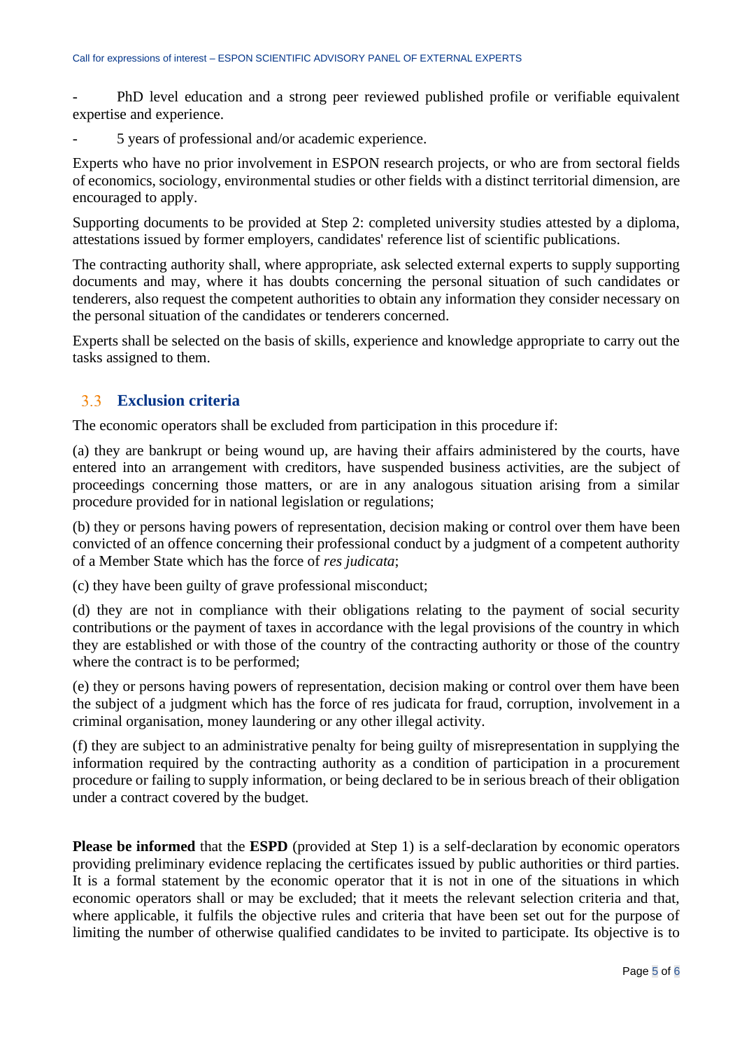- PhD level education and a strong peer reviewed published profile or verifiable equivalent expertise and experience.
- 5 years of professional and/or academic experience.

Experts who have no prior involvement in ESPON research projects, or who are from sectoral fields of economics, sociology, environmental studies or other fields with a distinct territorial dimension, are encouraged to apply.

Supporting documents to be provided at Step 2: completed university studies attested by a diploma, attestations issued by former employers, candidates' reference list of scientific publications.

The contracting authority shall, where appropriate, ask selected external experts to supply supporting documents and may, where it has doubts concerning the personal situation of such candidates or tenderers, also request the competent authorities to obtain any information they consider necessary on the personal situation of the candidates or tenderers concerned.

Experts shall be selected on the basis of skills, experience and knowledge appropriate to carry out the tasks assigned to them.

## 3.3 Exclusion criteria

The economic operators shall be excluded from participation in this procedure if:

(a) they are bankrupt or being wound up, are having their affairs administered by the courts, have entered into an arrangement with creditors, have suspended business activities, are the subject of proceedings concerning those matters, or are in any analogous situation arising from a similar procedure provided for in national legislation or regulations;

(b) they or persons having powers of representation, decision making or control over them have been convicted of an offence concerning their professional conduct by a judgment of a competent authority of a Member State which has the force of *res judicata*;

(c) they have been guilty of grave professional misconduct;

(d) they are not in compliance with their obligations relating to the payment of social security contributions or the payment of taxes in accordance with the legal provisions of the country in which they are established or with those of the country of the contracting authority or those of the country where the contract is to be performed;

(e) they or persons having powers of representation, decision making or control over them have been the subject of a judgment which has the force of res judicata for fraud, corruption, involvement in a criminal organisation, money laundering or any other illegal activity.

(f) they are subject to an administrative penalty for being guilty of misrepresentation in supplying the information required by the contracting authority as a condition of participation in a procurement procedure or failing to supply information, or being declared to be in serious breach of their obligation under a contract covered by the budget.

**Please be informed** that the **ESPD** (provided at Step 1) is a self-declaration by economic operators providing preliminary evidence replacing the certificates issued by public authorities or third parties. It is a formal statement by the economic operator that it is not in one of the situations in which economic operators shall or may be excluded; that it meets the relevant selection criteria and that, where applicable, it fulfils the objective rules and criteria that have been set out for the purpose of limiting the number of otherwise qualified candidates to be invited to participate. Its objective is to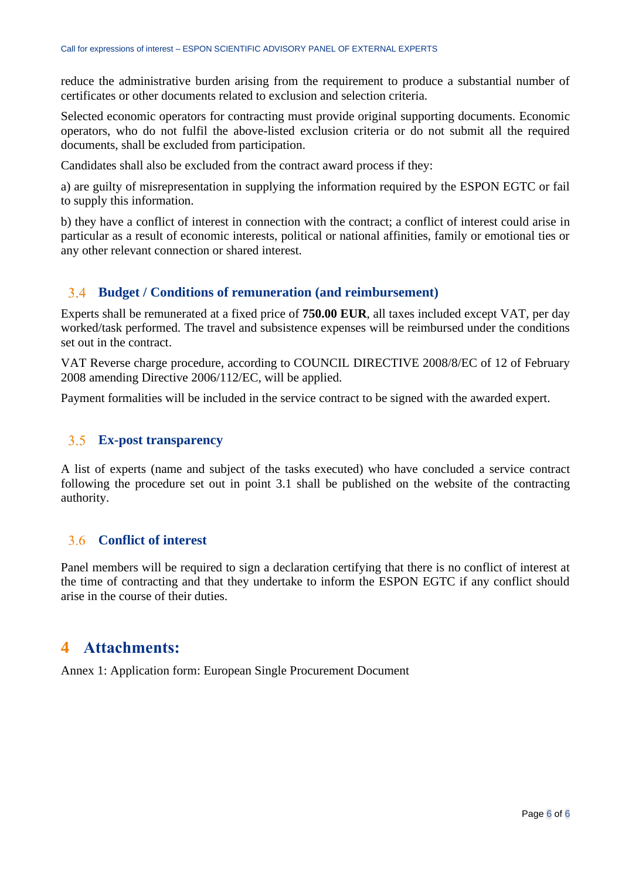reduce the administrative burden arising from the requirement to produce a substantial number of certificates or other documents related to exclusion and selection criteria.

Selected economic operators for contracting must provide original supporting documents. Economic operators, who do not fulfil the above-listed exclusion criteria or do not submit all the required documents, shall be excluded from participation.

Candidates shall also be excluded from the contract award process if they:

a) are guilty of misrepresentation in supplying the information required by the ESPON EGTC or fail to supply this information.

b) they have a conflict of interest in connection with the contract; a conflict of interest could arise in particular as a result of economic interests, political or national affinities, family or emotional ties or any other relevant connection or shared interest.

### 3.4 Budget / Conditions of remuneration (and reimbursement)

Experts shall be remunerated at a fixed price of **750.00 EUR**, all taxes included except VAT, per day worked/task performed. The travel and subsistence expenses will be reimbursed under the conditions set out in the contract.

VAT Reverse charge procedure, according to COUNCIL DIRECTIVE 2008/8/EC of 12 of February 2008 amending Directive 2006/112/EC, will be applied.

Payment formalities will be included in the service contract to be signed with the awarded expert.

### 3.5 Ex-post transparency

A list of experts (name and subject of the tasks executed) who have concluded a service contract following the procedure set out in point 3.1 shall be published on the website of the contracting authority.

### 3.6 Conflict of interest

Panel members will be required to sign a declaration certifying that there is no conflict of interest at the time of contracting and that they undertake to inform the ESPON EGTC if any conflict should arise in the course of their duties.

## 4 Attachments:

Annex 1: Application form: European Single Procurement Document